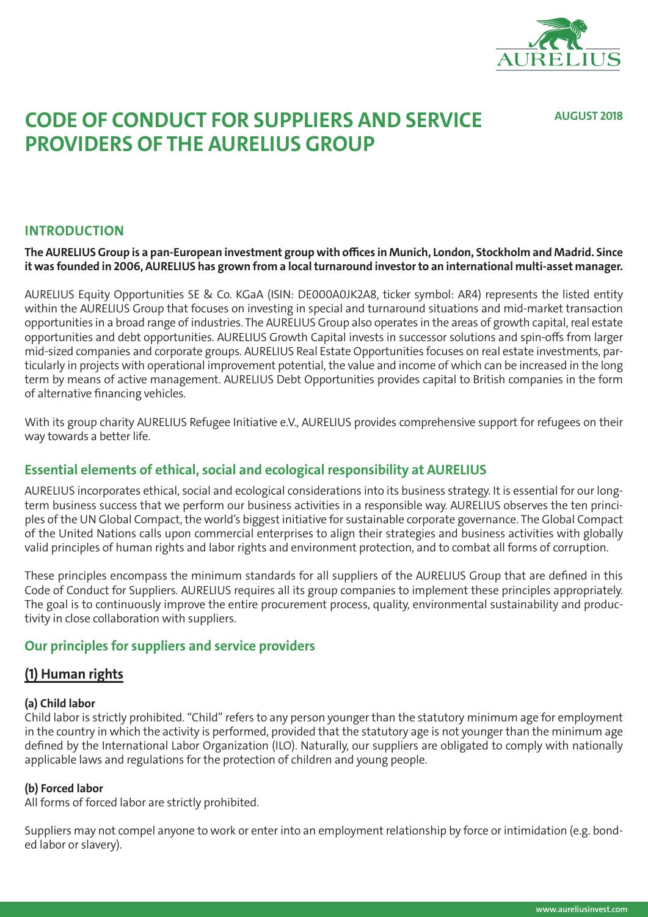# CODE OF CONDUCT FOR SUPPLIERS AND SERVICE PROVIDERS OF THE AURELIUS GROUP

**AUGUST 2018**

## INTRODUCTION

**The AURELIUS Group is a pan-European investment group with offices in Munich, London, Stockholm and Madrid. Since it was founded in 2006, AURELIUS has grown from a local turnaround investor to an international multi-asset manager.**

AURELIUS Equity Opportunities SE & Co. KGaA (ISIN: DE000A0JK2A8, ticker symbol: AR4) represents the listed entity within the AURELIUS Group that focuses on investing in special and turnaround situations and mid-market transaction opportunities in a broad range of industries. The AURELIUS Group also operates in the areas of growth capital, real estate opportunities and debt opportunities. AURELIUS Growth Capital invests in successor solutions and spin-offs from larger mid-sized companies and corporate groups. AURELIUS Real Estate Opportunities focuses on real estate investments, particularly in projects with operational improvement potential, the value and income of which can be increased in the long term by means of active management. AURELIUS Debt Opportunities provides capital to British companies in the form of alternative financing vehicles.

With its group charity AURELIUS Refugee Initiative e.V., AURELIUS provides comprehensive support for refugees on their way towards a better life.

## Essential elements of ethical, social and ecological responsibility at AURELIUS

AURELIUS incorporates ethical, social and ecological considerations into its business strategy. It is essential for our long-term business success that we perform our business activities in a responsible way. AURELIUS observes the ten principles of the UN Global Compact, the world's biggest initiative for sustainable corporate governance. The Global Compact of the United Nations calls upon commercial enterprises to align their strategies and business activities with globally valid principles of human rights and labor rights and environment protection, and to combat all forms of corruption.

These principles encompass the minimum standards for all suppliers of the AURELIUS Group that are defined in this Code of Conduct for Suppliers. AURELIUS requires all its group companies to implement these principles appropriately. The goal is to continuously improve the entire procurement process, quality, environmental sustainability and productivity in close collaboration with suppliers.

## Our principles for suppliers and service providers

## (1) Human rights

#### (a) Child labor

Child labor is strictly prohibited. "Child" refers to any person younger than the statutory minimum age for employment in the country in which the activity is performed, provided that the statutory age is not younger than the minimum age defined by the International Labor Organization (ILO). Naturally, our suppliers are obligated to comply with nationally applicable laws and regulations for the protection of children and young people.

#### (b) Forced labor

All forms of forced labor are strictly prohibited.

Suppliers may not compel anyone to work or enter into an employment relationship by force or intimidation (e.g. bonded labor or slavery).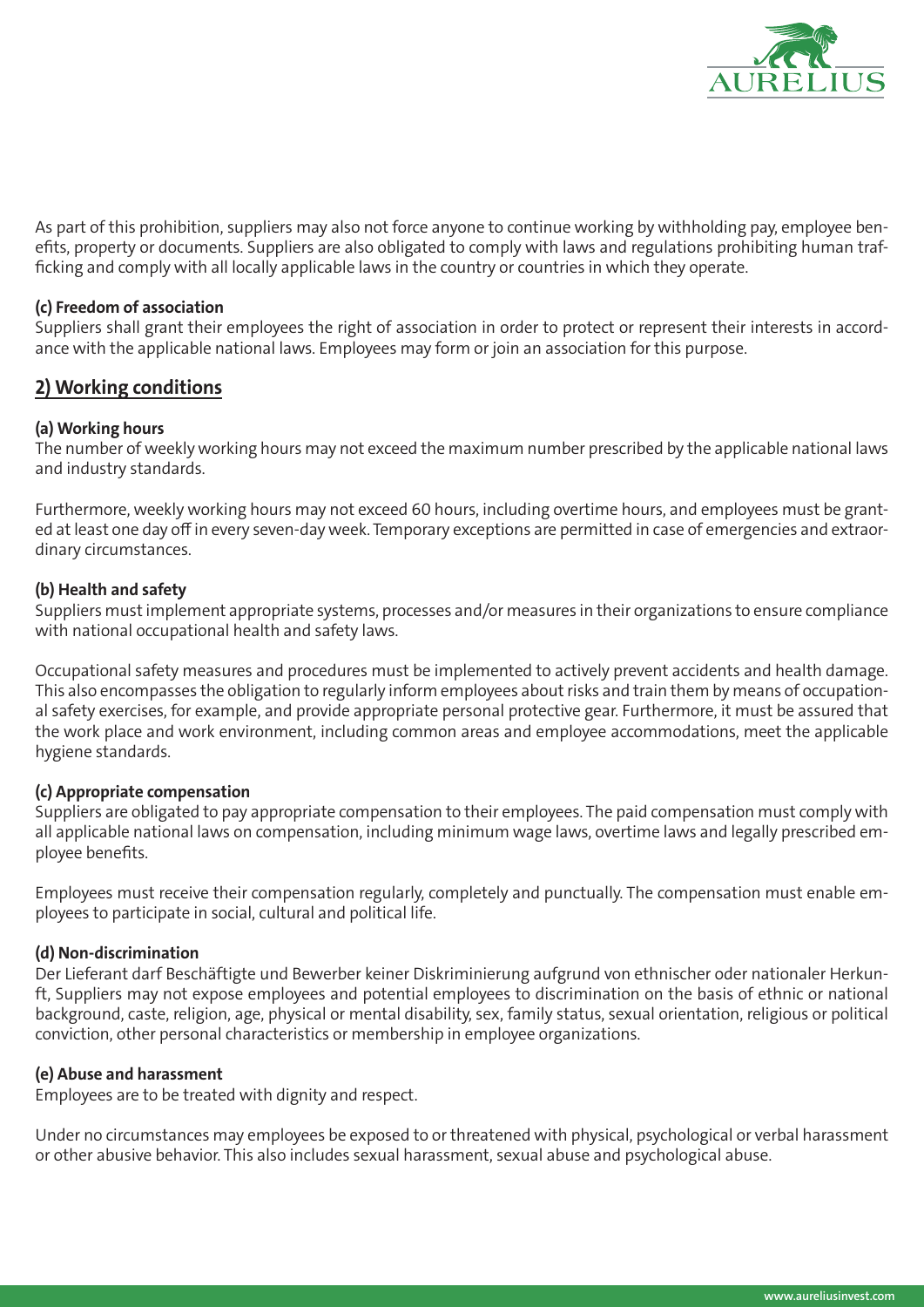As part of this prohibition, suppliers may also not force anyone to continue working by withholding pay, employee benefits, property or documents. Suppliers are also obligated to comply with laws and regulations prohibiting human trafficking and comply with all locally applicable laws in the country or countries in which they operate.

**(c) Freedom of association**
Suppliers shall grant their employees the right of association in order to protect or represent their interests in accordance with the applicable national laws. Employees may form or join an association for this purpose.

## 2) Working conditions

**(a) Working hours**
The number of weekly working hours may not exceed the maximum number prescribed by the applicable national laws and industry standards.

Furthermore, weekly working hours may not exceed 60 hours, including overtime hours, and employees must be granted at least one day off in every seven-day week. Temporary exceptions are permitted in case of emergencies and extraordinary circumstances.

**(b) Health and safety**
Suppliers must implement appropriate systems, processes and/or measures in their organizations to ensure compliance with national occupational health and safety laws.

Occupational safety measures and procedures must be implemented to actively prevent accidents and health damage. This also encompasses the obligation to regularly inform employees about risks and train them by means of occupational safety exercises, for example, and provide appropriate personal protective gear. Furthermore, it must be assured that the work place and work environment, including common areas and employee accommodations, meet the applicable hygiene standards.

**(c) Appropriate compensation**
Suppliers are obligated to pay appropriate compensation to their employees. The paid compensation must comply with all applicable national laws on compensation, including minimum wage laws, overtime laws and legally prescribed employee benefits.

Employees must receive their compensation regularly, completely and punctually. The compensation must enable employees to participate in social, cultural and political life.

**(d) Non-discrimination**
Der Lieferant darf Beschäftigte und Bewerber keiner Diskriminierung aufgrund von ethnischer oder nationaler Herkunft, Suppliers may not expose employees and potential employees to discrimination on the basis of ethnic or national background, caste, religion, age, physical or mental disability, sex, family status, sexual orientation, religious or political conviction, other personal characteristics or membership in employee organizations.

**(e) Abuse and harassment**
Employees are to be treated with dignity and respect.

Under no circumstances may employees be exposed to or threatened with physical, psychological or verbal harassment or other abusive behavior. This also includes sexual harassment, sexual abuse and psychological abuse.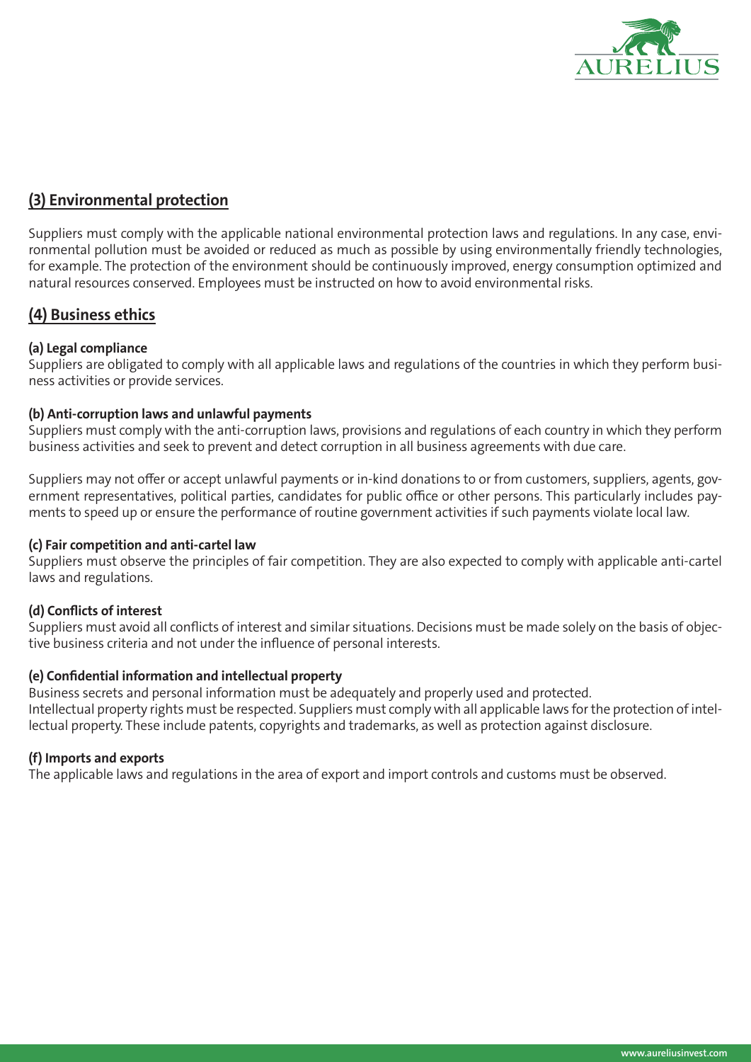## (3) Environmental protection

Suppliers must comply with the applicable national environmental protection laws and regulations. In any case, environmental pollution must be avoided or reduced as much as possible by using environmentally friendly technologies, for example. The protection of the environment should be continuously improved, energy consumption optimized and natural resources conserved. Employees must be instructed on how to avoid environmental risks.

## (4) Business ethics

**(a) Legal compliance**
Suppliers are obligated to comply with all applicable laws and regulations of the countries in which they perform business activities or provide services.

**(b) Anti-corruption laws and unlawful payments**
Suppliers must comply with the anti-corruption laws, provisions and regulations of each country in which they perform business activities and seek to prevent and detect corruption in all business agreements with due care.

Suppliers may not offer or accept unlawful payments or in-kind donations to or from customers, suppliers, agents, government representatives, political parties, candidates for public office or other persons. This particularly includes payments to speed up or ensure the performance of routine government activities if such payments violate local law.

**(c) Fair competition and anti-cartel law**
Suppliers must observe the principles of fair competition. They are also expected to comply with applicable anti-cartel laws and regulations.

**(d) Conflicts of interest**
Suppliers must avoid all conflicts of interest and similar situations. Decisions must be made solely on the basis of objective business criteria and not under the influence of personal interests.

**(e) Confidential information and intellectual property**
Business secrets and personal information must be adequately and properly used and protected.
Intellectual property rights must be respected. Suppliers must comply with all applicable laws for the protection of intellectual property. These include patents, copyrights and trademarks, as well as protection against disclosure.

**(f) Imports and exports**
The applicable laws and regulations in the area of export and import controls and customs must be observed.